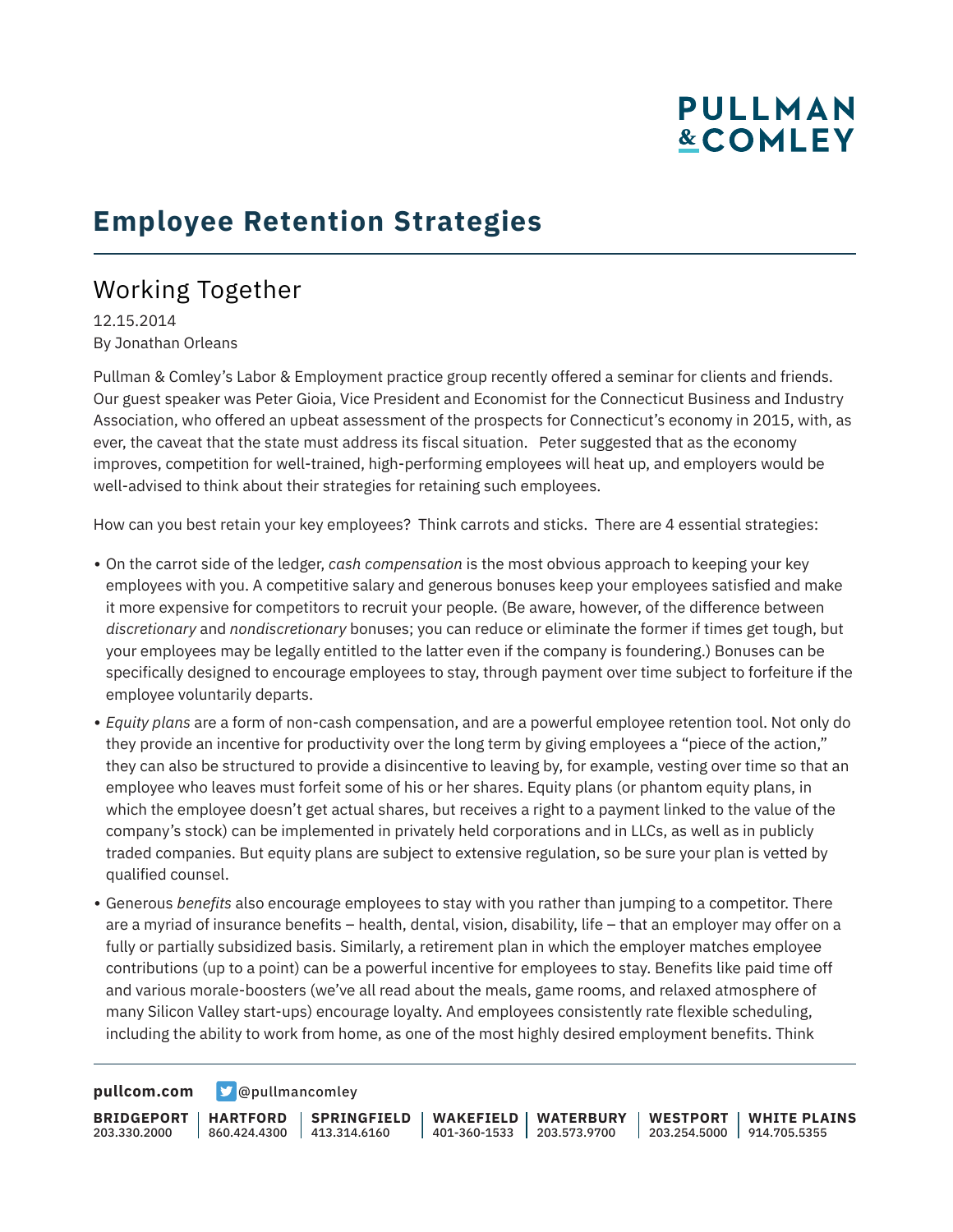# Employee Retention Strategies

## Working Together

12.15.2014
By Jonathan Orleans

Pullman & Comley's Labor & Employment practice group recently offered a seminar for clients and friends. Our guest speaker was Peter Gioia, Vice President and Economist for the Connecticut Business and Industry Association, who offered an upbeat assessment of the prospects for Connecticut's economy in 2015, with, as ever, the caveat that the state must address its fiscal situation.   Peter suggested that as the economy improves, competition for well-trained, high-performing employees will heat up, and employers would be well-advised to think about their strategies for retaining such employees.

How can you best retain your key employees?  Think carrots and sticks.  There are 4 essential strategies:

- On the carrot side of the ledger, *cash compensation* is the most obvious approach to keeping your key employees with you. A competitive salary and generous bonuses keep your employees satisfied and make it more expensive for competitors to recruit your people. (Be aware, however, of the difference between *discretionary* and *nondiscretionary* bonuses; you can reduce or eliminate the former if times get tough, but your employees may be legally entitled to the latter even if the company is foundering.) Bonuses can be specifically designed to encourage employees to stay, through payment over time subject to forfeiture if the employee voluntarily departs.
- *Equity plans* are a form of non-cash compensation, and are a powerful employee retention tool. Not only do they provide an incentive for productivity over the long term by giving employees a "piece of the action," they can also be structured to provide a disincentive to leaving by, for example, vesting over time so that an employee who leaves must forfeit some of his or her shares. Equity plans (or phantom equity plans, in which the employee doesn't get actual shares, but receives a right to a payment linked to the value of the company's stock) can be implemented in privately held corporations and in LLCs, as well as in publicly traded companies. But equity plans are subject to extensive regulation, so be sure your plan is vetted by qualified counsel.
- Generous *benefits* also encourage employees to stay with you rather than jumping to a competitor. There are a myriad of insurance benefits – health, dental, vision, disability, life – that an employer may offer on a fully or partially subsidized basis. Similarly, a retirement plan in which the employer matches employee contributions (up to a point) can be a powerful incentive for employees to stay. Benefits like paid time off and various morale-boosters (we've all read about the meals, game rooms, and relaxed atmosphere of many Silicon Valley start-ups) encourage loyalty. And employees consistently rate flexible scheduling, including the ability to work from home, as one of the most highly desired employment benefits. Think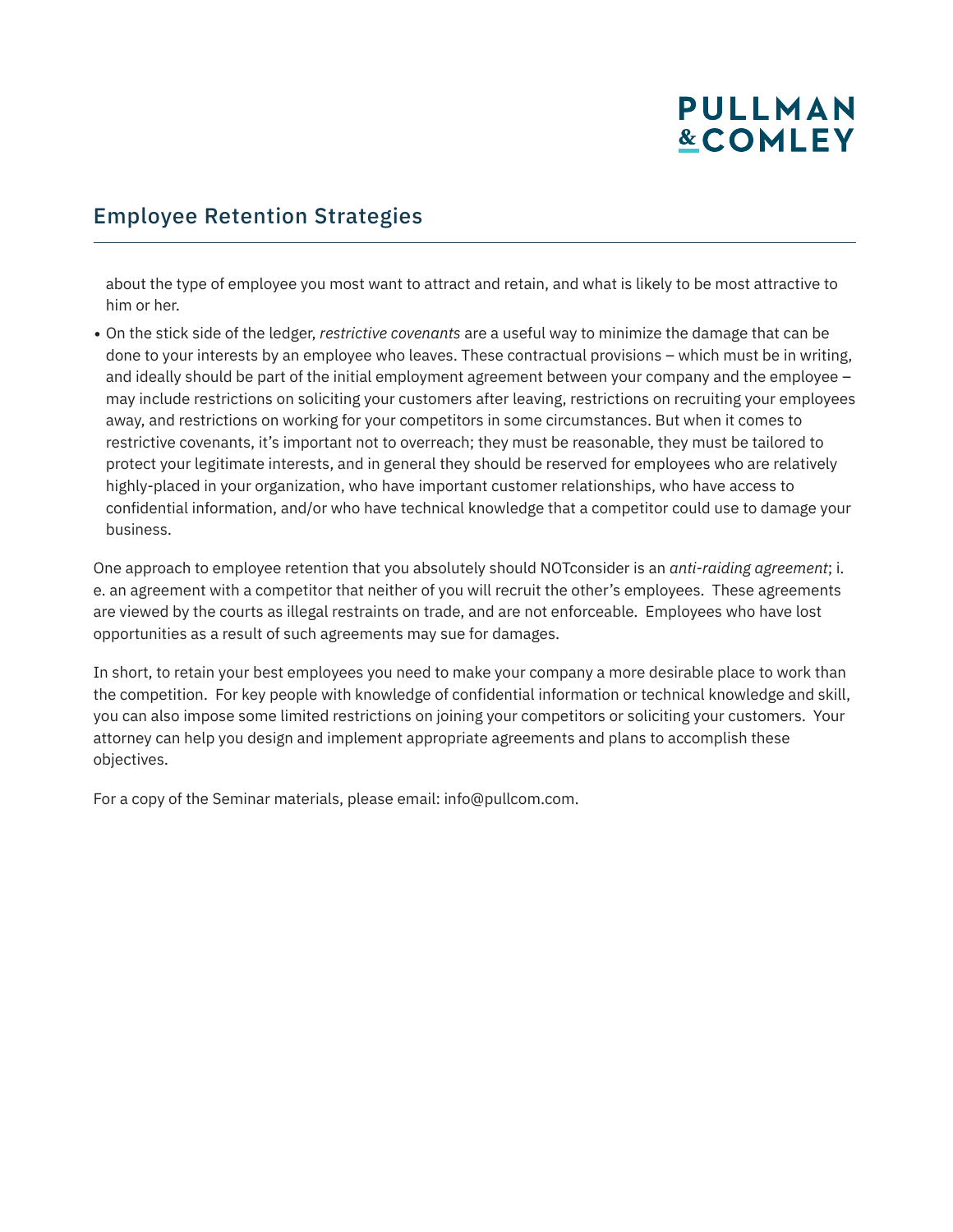about the type of employee you most want to attract and retain, and what is likely to be most attractive to him or her.

- On the stick side of the ledger, *restrictive covenants* are a useful way to minimize the damage that can be done to your interests by an employee who leaves. These contractual provisions – which must be in writing, and ideally should be part of the initial employment agreement between your company and the employee – may include restrictions on soliciting your customers after leaving, restrictions on recruiting your employees away, and restrictions on working for your competitors in some circumstances. But when it comes to restrictive covenants, it's important not to overreach; they must be reasonable, they must be tailored to protect your legitimate interests, and in general they should be reserved for employees who are relatively highly-placed in your organization, who have important customer relationships, who have access to confidential information, and/or who have technical knowledge that a competitor could use to damage your business.

One approach to employee retention that you absolutely should NOTconsider is an *anti-raiding agreement*; i.e. an agreement with a competitor that neither of you will recruit the other's employees. These agreements are viewed by the courts as illegal restraints on trade, and are not enforceable. Employees who have lost opportunities as a result of such agreements may sue for damages.

In short, to retain your best employees you need to make your company a more desirable place to work than the competition. For key people with knowledge of confidential information or technical knowledge and skill, you can also impose some limited restrictions on joining your competitors or soliciting your customers. Your attorney can help you design and implement appropriate agreements and plans to accomplish these objectives.

For a copy of the Seminar materials, please email: info@pullcom.com.